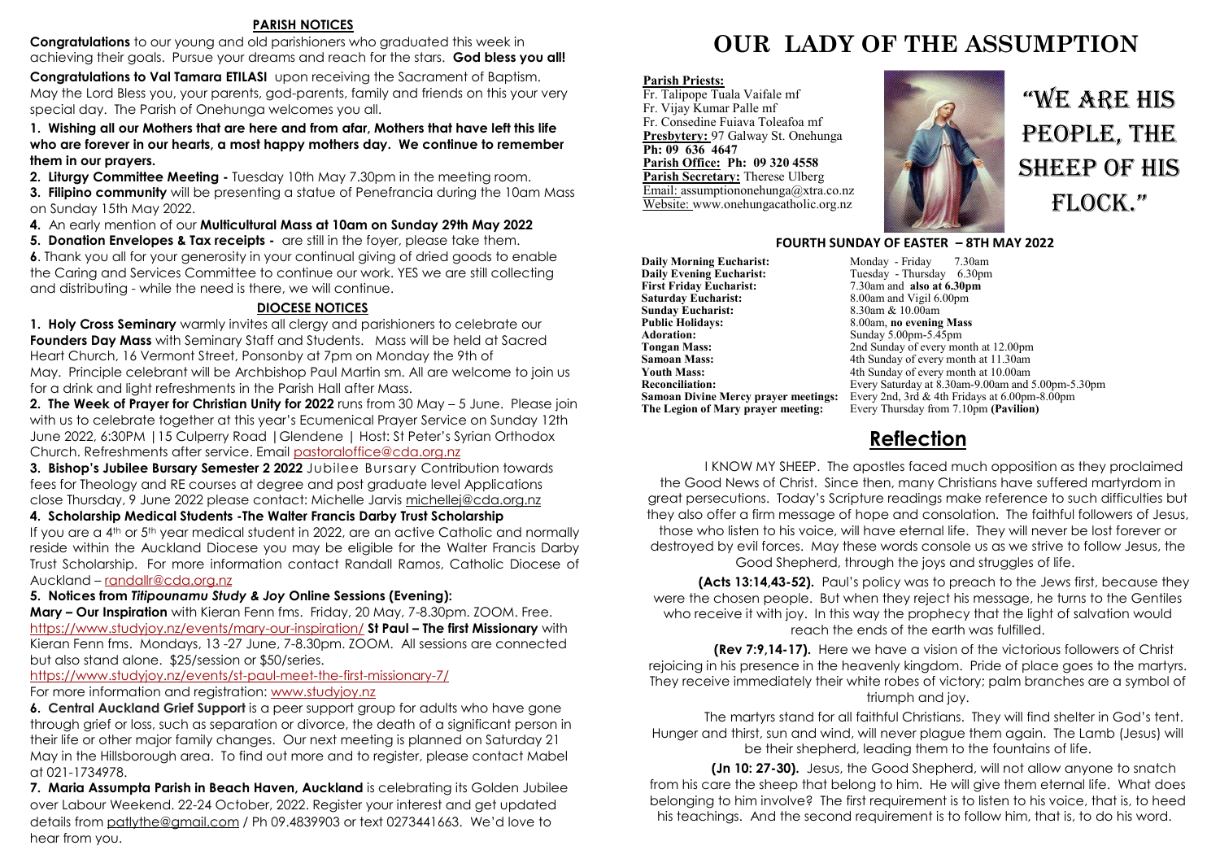## PARISH NOTICES

**Congratulations** to our young and old parishioners who graduated this week in achieving their goals. Pursue your dreams and reach for the stars. **God bless you all!**

**Congratulations to Val Tamara ETILASI** upon receiving the Sacrament of Baptism. May the Lord Bless you, your parents, god-parents, family and friends on this your very special day. The Parish of Onehunga welcomes you all.

**1. Wishing all our Mothers that are here and from afar, Mothers that have left this life who are forever in our hearts, a most happy mothers day. We continue to remember them in our prayers.**

**2. Liturgy Committee Meeting -** Tuesday 10th May 7.30pm in the meeting room.

**3. Filipino community** will be presenting a statue of Penefrancia during the 10am Mass on Sunday 15th May 2022.

**4.** An early mention of our **Multicultural Mass at 10am on Sunday 29th May 2022**

**5. Donation Envelopes & Tax receipts -** are still in the foyer, please take them.

**6**. Thank you all for your generosity in your continual giving of dried goods to enable the Caring and Services Committee to continue our work. YES we are still collecting and distributing - while the need is there, we will continue.

## DIOCESE NOTICES

**1. Holy Cross Seminary** warmly invites all clergy and parishioners to celebrate our **Founders Day Mass** with Seminary Staff and Students. Mass will be held at Sacred Heart Church, 16 Vermont Street, Ponsonby at 7pm on Monday the 9th of May. Principle celebrant will be Archbishop Paul Martin sm. All are welcome to join us for a drink and light refreshments in the Parish Hall after Mass.

**2. The Week of Prayer for Christian Unity for 2022** runs from 30 May – 5 June. Please join with us to celebrate together at this year's Ecumenical Prayer Service on Sunday 12th June 2022, 6:30PM |15 Culperry Road |Glendene | Host: St Peter's Syrian Orthodox Church. Refreshments after service. Email pastoraloffice@cda.org.nz

**3. Bishop's Jubilee Bursary Semester 2 2022** Jubilee Bursary Contribution towards fees for Theology and RE courses at degree and post graduate level Applications close Thursday, 9 June 2022 please contact: Michelle Jarvis michellej@cda.org.nz

**4. Scholarship Medical Students -The Walter Francis Darby Trust Scholarship**
If you are a 4th or 5th year medical student in 2022, are an active Catholic and normally reside within the Auckland Diocese you may be eligible for the Walter Francis Darby Trust Scholarship. For more information contact Randall Ramos, Catholic Diocese of Auckland – randallr@cda.org.nz

**5. Notices from *Titipounamu Study & Joy* Online Sessions (Evening):**

**Mary – Our Inspiration** with Kieran Fenn fms. Friday, 20 May, 7-8.30pm. ZOOM. Free. https://www.studyjoy.nz/events/mary-our-inspiration/ **St Paul – The first Missionary** with Kieran Fenn fms. Mondays, 13 -27 June, 7-8.30pm. ZOOM. All sessions are connected but also stand alone. $25/session or $50/series.
https://www.studyjoy.nz/events/st-paul-meet-the-first-missionary-7/
For more information and registration: www.studyjoy.nz

**6. Central Auckland Grief Support** is a peer support group for adults who have gone through grief or loss, such as separation or divorce, the death of a significant person in their life or other major family changes. Our next meeting is planned on Saturday 21 May in the Hillsborough area. To find out more and to register, please contact Mabel at 021-1734978.

**7. Maria Assumpta Parish in Beach Haven, Auckland** is celebrating its Golden Jubilee over Labour Weekend. 22-24 October, 2022. Register your interest and get updated details from patlythe@gmail.com / Ph 09.4839903 or text 0273441663. We'd love to hear from you.

# OUR LADY OF THE ASSUMPTION

**Parish Priests:**
Fr. Talipope Tuala Vaifale mf
Fr. Vijay Kumar Palle mf
Fr. Consedine Fuiava Toleafoa mf
**Presbytery:** 97 Galway St. Onehunga
**Ph: 09 636 4647**
**Parish Office: Ph: 09 320 4558**
**Parish Secretary:** Therese Ulberg
Email: assumptiononehunga@xtra.co.nz
Website: www.onehungacatholic.org.nz

"WE ARE HIS PEOPLE, THE SHEEP OF HIS FLOCK."

### FOURTH SUNDAY OF EASTER – 8TH MAY 2022

| | |
|---|---|
| **Daily Morning Eucharist:** | Monday - Friday 7.30am |
| **Daily Evening Eucharist:** | Tuesday - Thursday 6.30pm |
| **First Friday Eucharist:** | 7.30am and **also at 6.30pm** |
| **Saturday Eucharist:** | 8.00am and Vigil 6.00pm |
| **Sunday Eucharist:** | 8.30am & 10.00am |
| **Public Holidays:** | 8.00am, **no evening Mass** |
| **Adoration:** | Sunday 5.00pm-5.45pm |
| **Tongan Mass:** | 2nd Sunday of every month at 12.00pm |
| **Samoan Mass:** | 4th Sunday of every month at 11.30am |
| **Youth Mass:** | 4th Sunday of every month at 10.00am |
| **Reconciliation:** | Every Saturday at 8.30am-9.00am and 5.00pm-5.30pm |
| **Samoan Divine Mercy prayer meetings:** | Every 2nd, 3rd & 4th Fridays at 6.00pm-8.00pm |
| **The Legion of Mary prayer meeting:** | Every Thursday from 7.10pm **(Pavilion)** |

## Reflection

I KNOW MY SHEEP. The apostles faced much opposition as they proclaimed the Good News of Christ. Since then, many Christians have suffered martyrdom in great persecutions. Today's Scripture readings make reference to such difficulties but they also offer a firm message of hope and consolation. The faithful followers of Jesus, those who listen to his voice, will have eternal life. They will never be lost forever or destroyed by evil forces. May these words console us as we strive to follow Jesus, the Good Shepherd, through the joys and struggles of life.

**(Acts 13:14,43-52).** Paul's policy was to preach to the Jews first, because they were the chosen people. But when they reject his message, he turns to the Gentiles who receive it with joy. In this way the prophecy that the light of salvation would reach the ends of the earth was fulfilled.

**(Rev 7:9,14-17).** Here we have a vision of the victorious followers of Christ rejoicing in his presence in the heavenly kingdom. Pride of place goes to the martyrs. They receive immediately their white robes of victory; palm branches are a symbol of triumph and joy.

The martyrs stand for all faithful Christians. They will find shelter in God's tent. Hunger and thirst, sun and wind, will never plague them again. The Lamb (Jesus) will be their shepherd, leading them to the fountains of life.

**(Jn 10: 27-30).** Jesus, the Good Shepherd, will not allow anyone to snatch from his care the sheep that belong to him. He will give them eternal life. What does belonging to him involve? The first requirement is to listen to his voice, that is, to heed his teachings. And the second requirement is to follow him, that is, to do his word.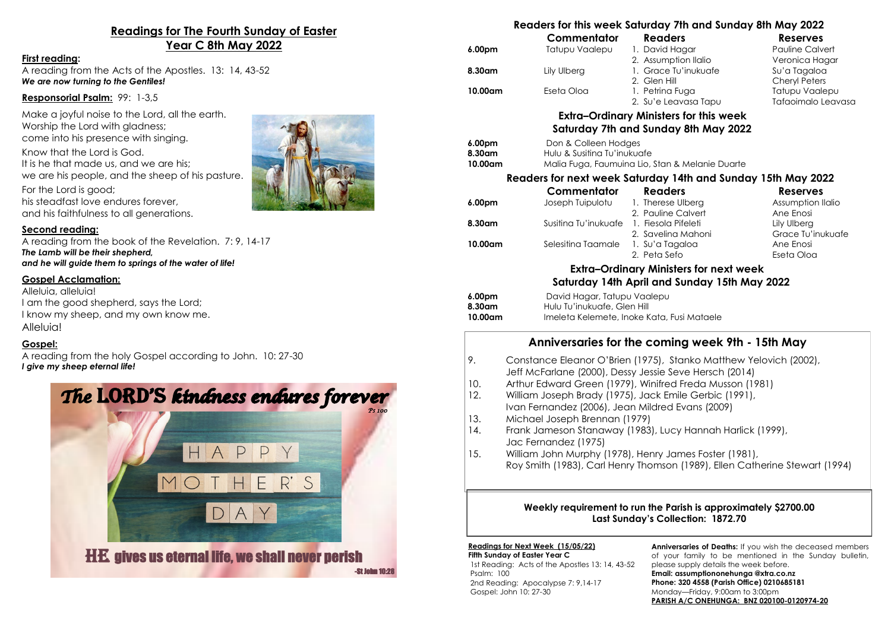## Readings for The Fourth Sunday of Easter
## Year C 8th May 2022

**First reading:**
A reading from the Acts of the Apostles. 13: 14, 43-52
***We are now turning to the Gentiles!***

**Responsorial Psalm:** 99: 1-3,5

Make a joyful noise to the Lord, all the earth.
Worship the Lord with gladness;
come into his presence with singing.

Know that the Lord is God.
It is he that made us, and we are his;
we are his people, and the sheep of his pasture.

For the Lord is good;
his steadfast love endures forever,
and his faithfulness to all generations.

**Second reading:**
A reading from the book of the Revelation. 7: 9, 14-17
***The Lamb will be their shepherd,***
***and he will guide them to springs of the water of life!***

**Gospel Acclamation:**
Alleluia, alleluia!
I am the good shepherd, says the Lord;
I know my sheep, and my own know me.
Alleluia!

**Gospel:**
A reading from the holy Gospel according to John. 10: 27-30
***I give my sheep eternal life!***

The LORD'S kindness endures forever
Ps 100

HAPPY MOTHER'S DAY

HE gives us eternal life, we shall never perish
-St John 10:28

### Readers for this week Saturday 7th and Sunday 8th May 2022

| | Commentator | Readers | Reserves |
|---|---|---|---|
| 6.00pm | Tatupu Vaalepu | 1. David Hagar | Pauline Calvert |
| | | 2. Assumption Ilalio | Veronica Hagar |
| 8.30am | Lily Ulberg | 1. Grace Tu'inukuafe | Su'a Tagaloa |
| | | 2. Glen Hill | Cheryl Peters |
| 10.00am | Eseta Oloa | 1. Petrina Fuga | Tatupu Vaalepu |
| | | 2. Su'e Leavasa Tapu | Tafaoimalo Leavasa |

### Extra–Ordinary Ministers for this week Saturday 7th and Sunday 8th May 2022

**6.00pm** Don & Colleen Hodges
**8.30am** Hulu & Susitina Tu'inukuafe
**10.00am** Malia Fuga, Faumuina Lio, Stan & Melanie Duarte

### Readers for next week Saturday 14th and Sunday 15th May 2022

| | Commentator | Readers | Reserves |
|---|---|---|---|
| 6.00pm | Joseph Tuipulotu | 1. Therese Ulberg | Assumption Ilalio |
| | | 2. Pauline Calvert | Ane Enosi |
| 8.30am | Susitina Tu'inukuafe | 1. Fiesola Pifeleti | Lily Ulberg |
| | | 2. Savelina Mahoni | Grace Tu'inukuafe |
| 10.00am | Selesitina Taamale | 1. Su'a Tagaloa | Ane Enosi |
| | | 2. Peta Sefo | Eseta Oloa |

### Extra–Ordinary Ministers for next week Saturday 14th April and Sunday 15th May 2022

**6.00pm** David Hagar, Tatupu Vaalepu
**8.30am** Hulu Tu'inukuafe, Glen Hill
**10.00am** Imeleta Kelemete, Inoke Kata, Fusi Mataele

### Anniversaries for the coming week 9th - 15th May

9. Constance Eleanor O'Brien (1975), Stanko Matthew Yelovich (2002), Jeff McFarlane (2000), Dessy Jessie Seve Hersch (2014)
10. Arthur Edward Green (1979), Winifred Freda Musson (1981)
12. William Joseph Brady (1975), Jack Emile Gerbic (1991), Ivan Fernandez (2006), Jean Mildred Evans (2009)
13. Michael Joseph Brennan (1979)
14. Frank Jameson Stanaway (1983), Lucy Hannah Harlick (1999), Jac Fernandez (1975)
15. William John Murphy (1978), Henry James Foster (1981), Roy Smith (1983), Carl Henry Thomson (1989), Ellen Catherine Stewart (1994)

**Weekly requirement to run the Parish is approximately $2700.00**
**Last Sunday's Collection: 1872.70**

**Readings for Next Week (15/05/22)**
**Fifth Sunday of Easter Year C**
1st Reading: Acts of the Apostles 13: 14, 43-52
Psalm: 100
2nd Reading: Apocalypse 7: 9,14-17
Gospel: John 10: 27-30

**Anniversaries of Deaths:** If you wish the deceased members of your family to be mentioned in the Sunday bulletin, please supply details the week before.
**Email: assumptiononehunga @xtra.co.nz**
**Phone: 320 4558 (Parish Office) 0210685181**
Monday—Friday, 9:00am to 3:00pm
**PARISH A/C ONEHUNGA: BNZ 020100-0120974-20**